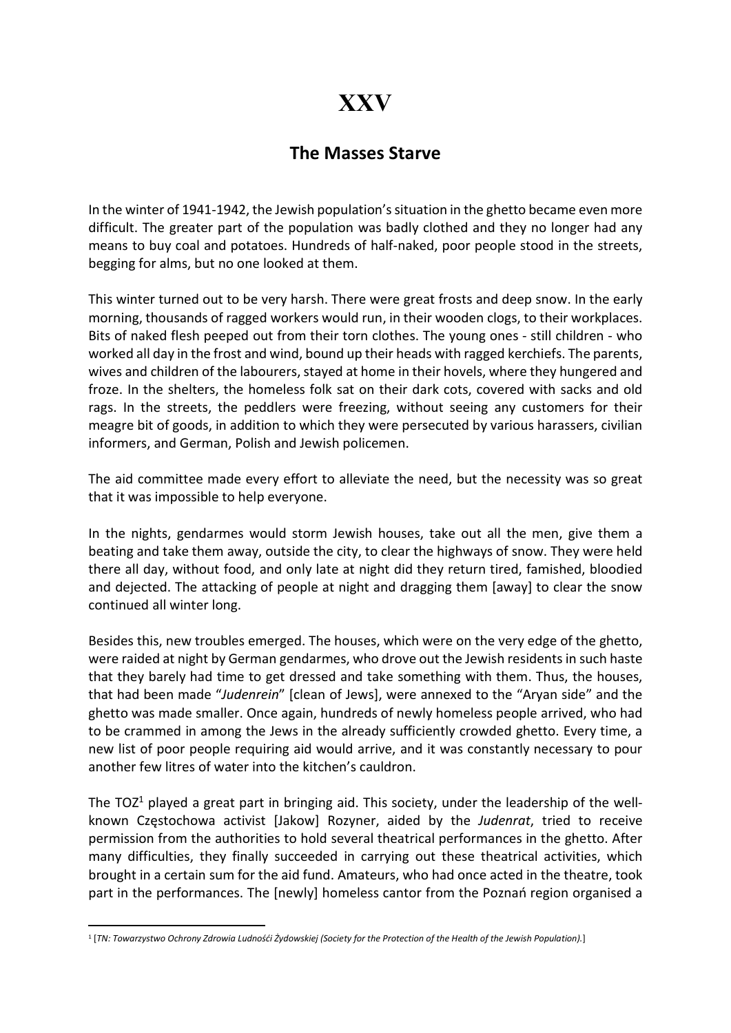# XXV

## The Masses Starve

In the winter of 1941-1942, the Jewish population's situation in the ghetto became even more difficult. The greater part of the population was badly clothed and they no longer had any means to buy coal and potatoes. Hundreds of half-naked, poor people stood in the streets, begging for alms, but no one looked at them.

This winter turned out to be very harsh. There were great frosts and deep snow. In the early morning, thousands of ragged workers would run, in their wooden clogs, to their workplaces. Bits of naked flesh peeped out from their torn clothes. The young ones - still children - who worked all day in the frost and wind, bound up their heads with ragged kerchiefs. The parents, wives and children of the labourers, stayed at home in their hovels, where they hungered and froze. In the shelters, the homeless folk sat on their dark cots, covered with sacks and old rags. In the streets, the peddlers were freezing, without seeing any customers for their meagre bit of goods, in addition to which they were persecuted by various harassers, civilian informers, and German, Polish and Jewish policemen.

The aid committee made every effort to alleviate the need, but the necessity was so great that it was impossible to help everyone.

In the nights, gendarmes would storm Jewish houses, take out all the men, give them a beating and take them away, outside the city, to clear the highways of snow. They were held there all day, without food, and only late at night did they return tired, famished, bloodied and dejected. The attacking of people at night and dragging them [away] to clear the snow continued all winter long.

Besides this, new troubles emerged. The houses, which were on the very edge of the ghetto, were raided at night by German gendarmes, who drove out the Jewish residents in such haste that they barely had time to get dressed and take something with them. Thus, the houses, that had been made "*Judenrein*" [clean of Jews], were annexed to the "Aryan side" and the ghetto was made smaller. Once again, hundreds of newly homeless people arrived, who had to be crammed in among the Jews in the already sufficiently crowded ghetto. Every time, a new list of poor people requiring aid would arrive, and it was constantly necessary to pour another few litres of water into the kitchen's cauldron.

The TOZ[1] played a great part in bringing aid. This society, under the leadership of the well-known Częstochowa activist [Jakow] Rozyner, aided by the *Judenrat*, tried to receive permission from the authorities to hold several theatrical performances in the ghetto. After many difficulties, they finally succeeded in carrying out these theatrical activities, which brought in a certain sum for the aid fund. Amateurs, who had once acted in the theatre, took part in the performances. The [newly] homeless cantor from the Poznań region organised a

---

[1] [*TN: Towarzystwo Ochrony Zdrowia Ludnośći Żydowskiej (Society for the Protection of the Health of the Jewish Population).*]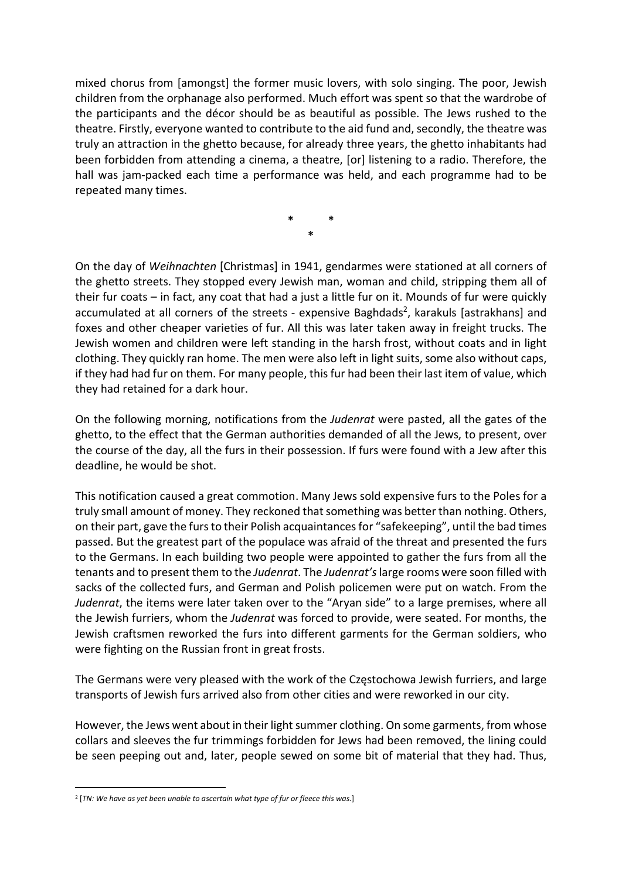mixed chorus from [amongst] the former music lovers, with solo singing. The poor, Jewish children from the orphanage also performed. Much effort was spent so that the wardrobe of the participants and the décor should be as beautiful as possible. The Jews rushed to the theatre. Firstly, everyone wanted to contribute to the aid fund and, secondly, the theatre was truly an attraction in the ghetto because, for already three years, the ghetto inhabitants had been forbidden from attending a cinema, a theatre, [or] listening to a radio. Therefore, the hall was jam-packed each time a performance was held, and each programme had to be repeated many times.

<div align="center">* &nbsp;&nbsp;&nbsp; *<br>*</div>

On the day of *Weihnachten* [Christmas] in 1941, gendarmes were stationed at all corners of the ghetto streets. They stopped every Jewish man, woman and child, stripping them all of their fur coats – in fact, any coat that had a just a little fur on it. Mounds of fur were quickly accumulated at all corners of the streets - expensive Baghdads[2], karakuls [astrakhans] and foxes and other cheaper varieties of fur. All this was later taken away in freight trucks. The Jewish women and children were left standing in the harsh frost, without coats and in light clothing. They quickly ran home. The men were also left in light suits, some also without caps, if they had had fur on them. For many people, this fur had been their last item of value, which they had retained for a dark hour.

On the following morning, notifications from the *Judenrat* were pasted, all the gates of the ghetto, to the effect that the German authorities demanded of all the Jews, to present, over the course of the day, all the furs in their possession. If furs were found with a Jew after this deadline, he would be shot.

This notification caused a great commotion. Many Jews sold expensive furs to the Poles for a truly small amount of money. They reckoned that something was better than nothing. Others, on their part, gave the furs to their Polish acquaintances for "safekeeping", until the bad times passed. But the greatest part of the populace was afraid of the threat and presented the furs to the Germans. In each building two people were appointed to gather the furs from all the tenants and to present them to the *Judenrat*. The *Judenrat's* large rooms were soon filled with sacks of the collected furs, and German and Polish policemen were put on watch. From the *Judenrat*, the items were later taken over to the "Aryan side" to a large premises, where all the Jewish furriers, whom the *Judenrat* was forced to provide, were seated. For months, the Jewish craftsmen reworked the furs into different garments for the German soldiers, who were fighting on the Russian front in great frosts.

The Germans were very pleased with the work of the Częstochowa Jewish furriers, and large transports of Jewish furs arrived also from other cities and were reworked in our city.

However, the Jews went about in their light summer clothing. On some garments, from whose collars and sleeves the fur trimmings forbidden for Jews had been removed, the lining could be seen peeping out and, later, people sewed on some bit of material that they had. Thus,

---

[2] [*TN: We have as yet been unable to ascertain what type of fur or fleece this was.*]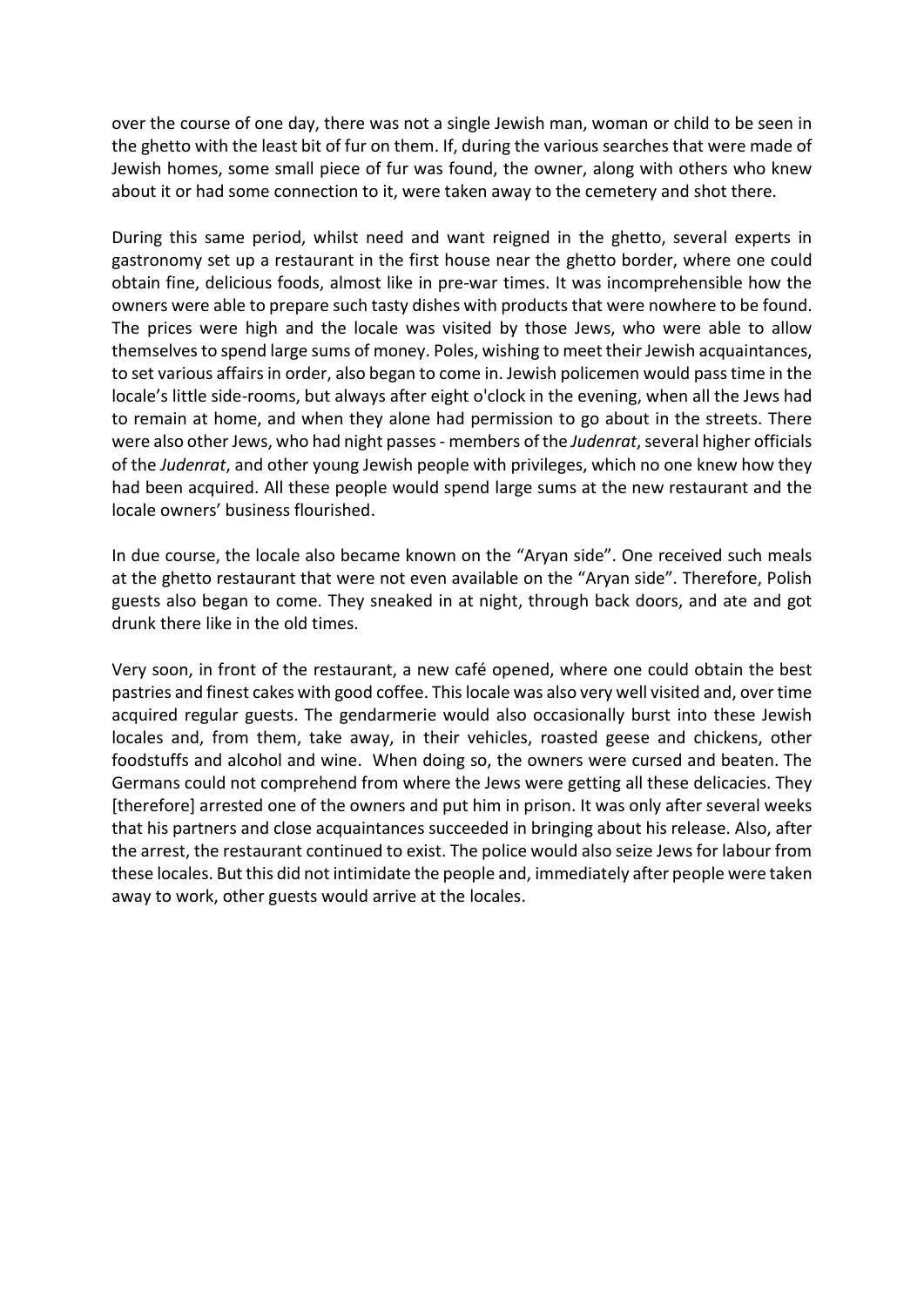over the course of one day, there was not a single Jewish man, woman or child to be seen in the ghetto with the least bit of fur on them. If, during the various searches that were made of Jewish homes, some small piece of fur was found, the owner, along with others who knew about it or had some connection to it, were taken away to the cemetery and shot there.

During this same period, whilst need and want reigned in the ghetto, several experts in gastronomy set up a restaurant in the first house near the ghetto border, where one could obtain fine, delicious foods, almost like in pre-war times. It was incomprehensible how the owners were able to prepare such tasty dishes with products that were nowhere to be found. The prices were high and the locale was visited by those Jews, who were able to allow themselves to spend large sums of money. Poles, wishing to meet their Jewish acquaintances, to set various affairs in order, also began to come in. Jewish policemen would pass time in the locale's little side-rooms, but always after eight o'clock in the evening, when all the Jews had to remain at home, and when they alone had permission to go about in the streets. There were also other Jews, who had night passes - members of the *Judenrat*, several higher officials of the *Judenrat*, and other young Jewish people with privileges, which no one knew how they had been acquired. All these people would spend large sums at the new restaurant and the locale owners' business flourished.

In due course, the locale also became known on the "Aryan side". One received such meals at the ghetto restaurant that were not even available on the "Aryan side". Therefore, Polish guests also began to come. They sneaked in at night, through back doors, and ate and got drunk there like in the old times.

Very soon, in front of the restaurant, a new café opened, where one could obtain the best pastries and finest cakes with good coffee. This locale was also very well visited and, over time acquired regular guests. The gendarmerie would also occasionally burst into these Jewish locales and, from them, take away, in their vehicles, roasted geese and chickens, other foodstuffs and alcohol and wine. When doing so, the owners were cursed and beaten. The Germans could not comprehend from where the Jews were getting all these delicacies. They [therefore] arrested one of the owners and put him in prison. It was only after several weeks that his partners and close acquaintances succeeded in bringing about his release. Also, after the arrest, the restaurant continued to exist. The police would also seize Jews for labour from these locales. But this did not intimidate the people and, immediately after people were taken away to work, other guests would arrive at the locales.